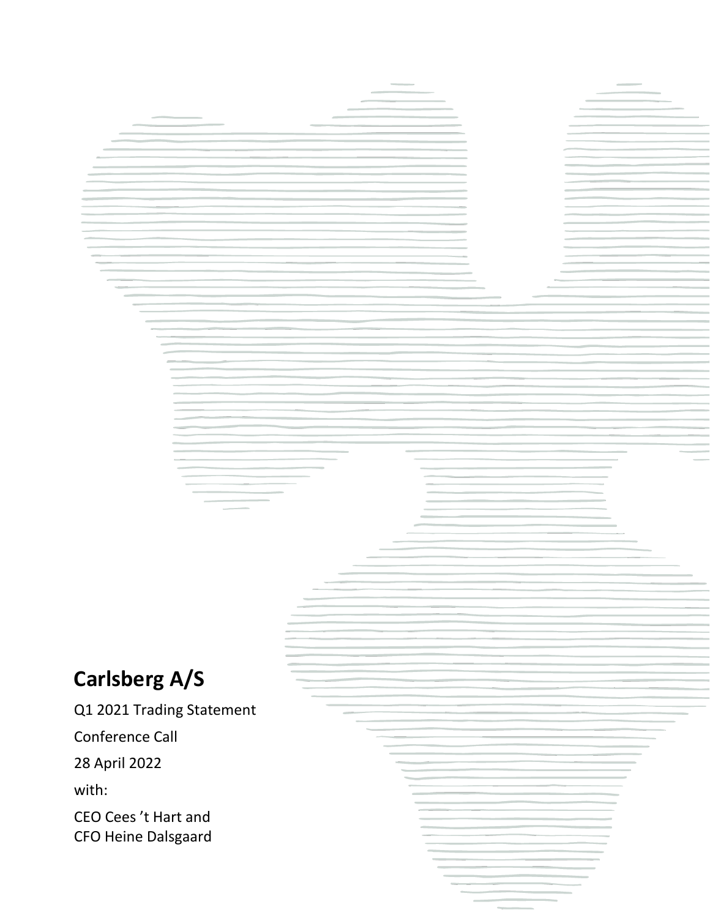# Carlsberg A/S

Q1 2021 Trading Statement

Conference Call

28 April 2022

with:

CEO Cees 't Hart and
CFO Heine Dalsgaard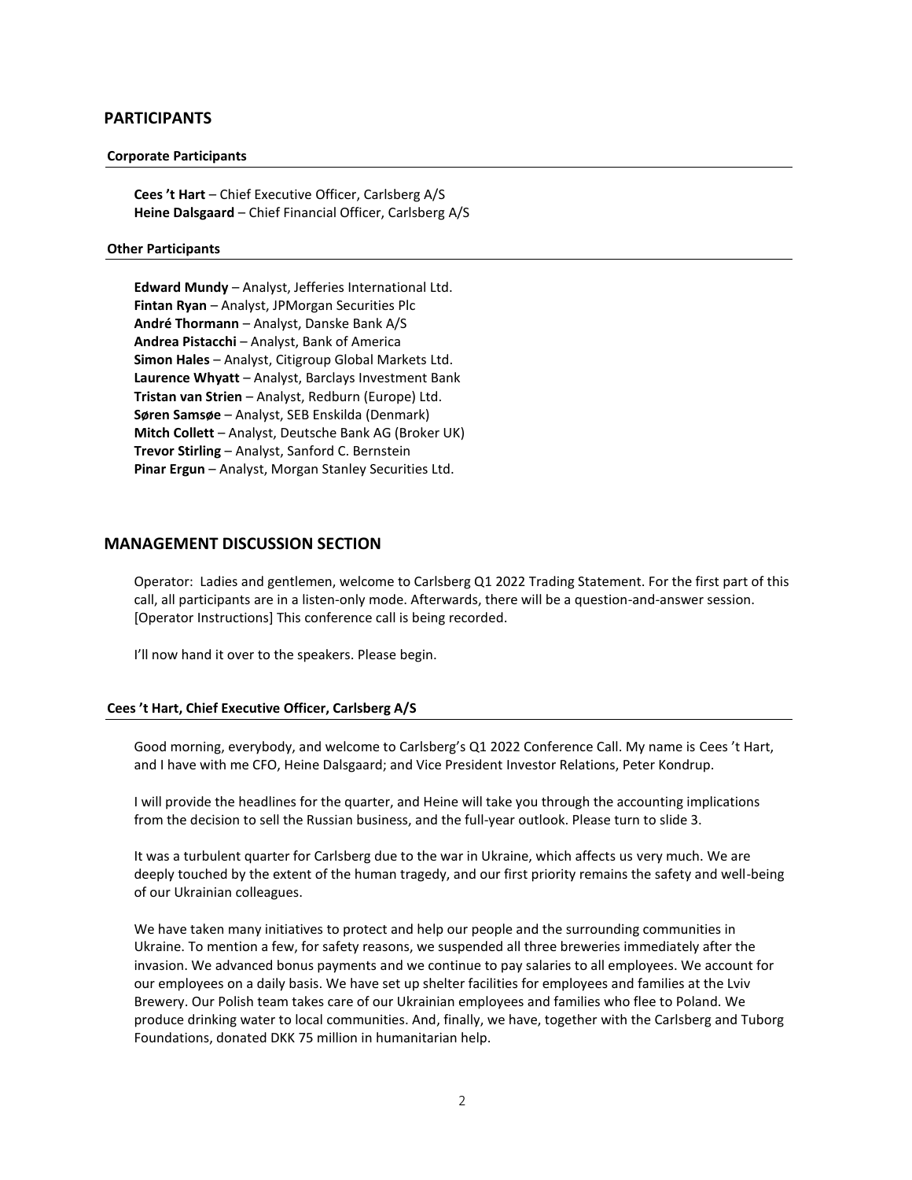## PARTICIPANTS

### Corporate Participants

**Cees 't Hart** – Chief Executive Officer, Carlsberg A/S
**Heine Dalsgaard** – Chief Financial Officer, Carlsberg A/S

### Other Participants

**Edward Mundy** – Analyst, Jefferies International Ltd.
**Fintan Ryan** – Analyst, JPMorgan Securities Plc
**André Thormann** – Analyst, Danske Bank A/S
**Andrea Pistacchi** – Analyst, Bank of America
**Simon Hales** – Analyst, Citigroup Global Markets Ltd.
**Laurence Whyatt** – Analyst, Barclays Investment Bank
**Tristan van Strien** – Analyst, Redburn (Europe) Ltd.
**Søren Samsøe** – Analyst, SEB Enskilda (Denmark)
**Mitch Collett** – Analyst, Deutsche Bank AG (Broker UK)
**Trevor Stirling** – Analyst, Sanford C. Bernstein
**Pinar Ergun** – Analyst, Morgan Stanley Securities Ltd.

## MANAGEMENT DISCUSSION SECTION

Operator: Ladies and gentlemen, welcome to Carlsberg Q1 2022 Trading Statement. For the first part of this call, all participants are in a listen-only mode. Afterwards, there will be a question-and-answer session. [Operator Instructions] This conference call is being recorded.

I'll now hand it over to the speakers. Please begin.

### Cees 't Hart, Chief Executive Officer, Carlsberg A/S

Good morning, everybody, and welcome to Carlsberg's Q1 2022 Conference Call. My name is Cees 't Hart, and I have with me CFO, Heine Dalsgaard; and Vice President Investor Relations, Peter Kondrup.

I will provide the headlines for the quarter, and Heine will take you through the accounting implications from the decision to sell the Russian business, and the full-year outlook. Please turn to slide 3.

It was a turbulent quarter for Carlsberg due to the war in Ukraine, which affects us very much. We are deeply touched by the extent of the human tragedy, and our first priority remains the safety and well-being of our Ukrainian colleagues.

We have taken many initiatives to protect and help our people and the surrounding communities in Ukraine. To mention a few, for safety reasons, we suspended all three breweries immediately after the invasion. We advanced bonus payments and we continue to pay salaries to all employees. We account for our employees on a daily basis. We have set up shelter facilities for employees and families at the Lviv Brewery. Our Polish team takes care of our Ukrainian employees and families who flee to Poland. We produce drinking water to local communities. And, finally, we have, together with the Carlsberg and Tuborg Foundations, donated DKK 75 million in humanitarian help.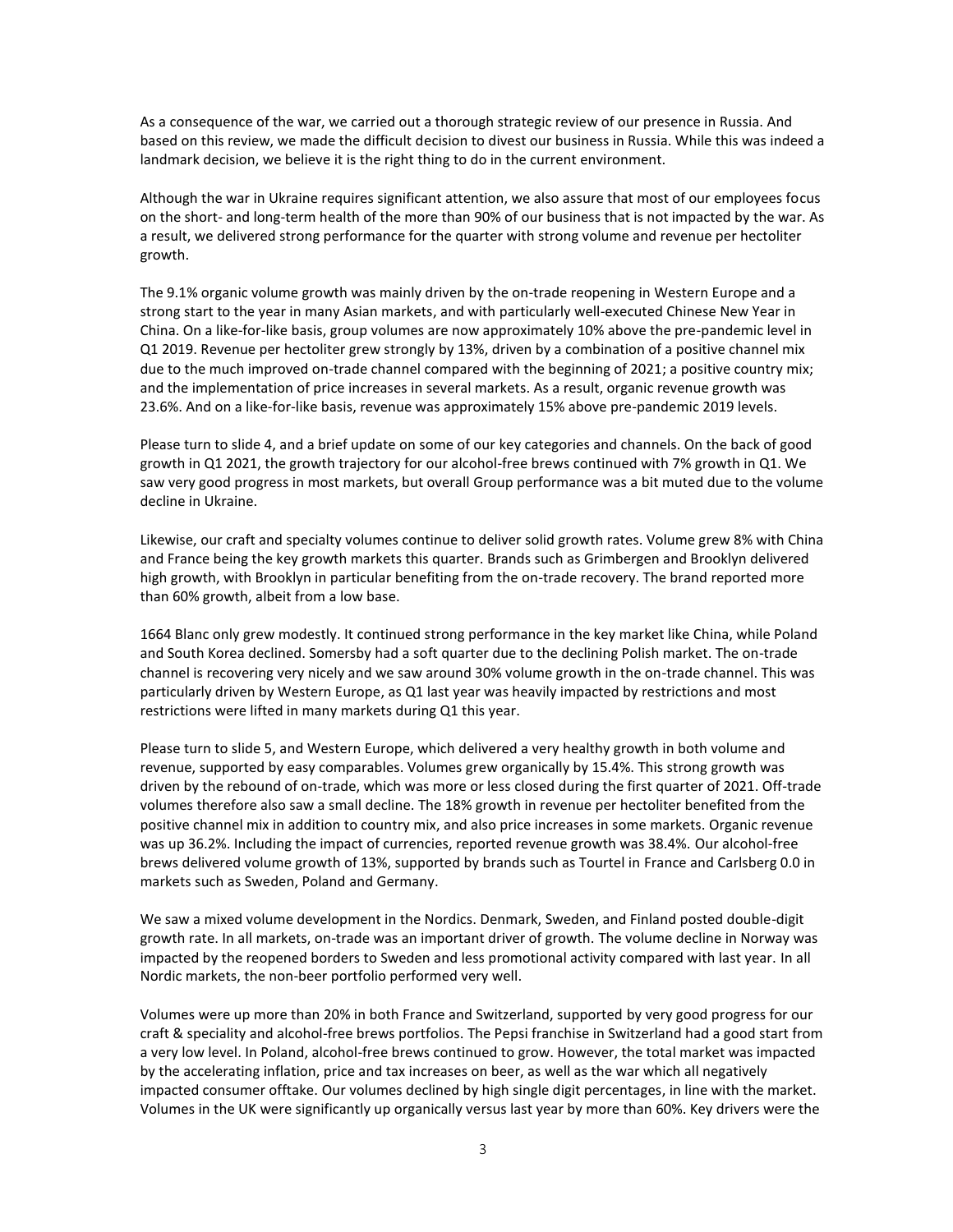As a consequence of the war, we carried out a thorough strategic review of our presence in Russia. And based on this review, we made the difficult decision to divest our business in Russia. While this was indeed a landmark decision, we believe it is the right thing to do in the current environment.

Although the war in Ukraine requires significant attention, we also assure that most of our employees focus on the short- and long-term health of the more than 90% of our business that is not impacted by the war. As a result, we delivered strong performance for the quarter with strong volume and revenue per hectoliter growth.

The 9.1% organic volume growth was mainly driven by the on-trade reopening in Western Europe and a strong start to the year in many Asian markets, and with particularly well-executed Chinese New Year in China. On a like-for-like basis, group volumes are now approximately 10% above the pre-pandemic level in Q1 2019. Revenue per hectoliter grew strongly by 13%, driven by a combination of a positive channel mix due to the much improved on-trade channel compared with the beginning of 2021; a positive country mix; and the implementation of price increases in several markets. As a result, organic revenue growth was 23.6%. And on a like-for-like basis, revenue was approximately 15% above pre-pandemic 2019 levels.

Please turn to slide 4, and a brief update on some of our key categories and channels. On the back of good growth in Q1 2021, the growth trajectory for our alcohol-free brews continued with 7% growth in Q1. We saw very good progress in most markets, but overall Group performance was a bit muted due to the volume decline in Ukraine.

Likewise, our craft and specialty volumes continue to deliver solid growth rates. Volume grew 8% with China and France being the key growth markets this quarter. Brands such as Grimbergen and Brooklyn delivered high growth, with Brooklyn in particular benefiting from the on-trade recovery. The brand reported more than 60% growth, albeit from a low base.

1664 Blanc only grew modestly. It continued strong performance in the key market like China, while Poland and South Korea declined. Somersby had a soft quarter due to the declining Polish market. The on-trade channel is recovering very nicely and we saw around 30% volume growth in the on-trade channel. This was particularly driven by Western Europe, as Q1 last year was heavily impacted by restrictions and most restrictions were lifted in many markets during Q1 this year.

Please turn to slide 5, and Western Europe, which delivered a very healthy growth in both volume and revenue, supported by easy comparables. Volumes grew organically by 15.4%. This strong growth was driven by the rebound of on-trade, which was more or less closed during the first quarter of 2021. Off-trade volumes therefore also saw a small decline. The 18% growth in revenue per hectoliter benefited from the positive channel mix in addition to country mix, and also price increases in some markets. Organic revenue was up 36.2%. Including the impact of currencies, reported revenue growth was 38.4%. Our alcohol-free brews delivered volume growth of 13%, supported by brands such as Tourtel in France and Carlsberg 0.0 in markets such as Sweden, Poland and Germany.

We saw a mixed volume development in the Nordics. Denmark, Sweden, and Finland posted double-digit growth rate. In all markets, on-trade was an important driver of growth. The volume decline in Norway was impacted by the reopened borders to Sweden and less promotional activity compared with last year. In all Nordic markets, the non-beer portfolio performed very well.

Volumes were up more than 20% in both France and Switzerland, supported by very good progress for our craft & speciality and alcohol-free brews portfolios. The Pepsi franchise in Switzerland had a good start from a very low level. In Poland, alcohol-free brews continued to grow. However, the total market was impacted by the accelerating inflation, price and tax increases on beer, as well as the war which all negatively impacted consumer offtake. Our volumes declined by high single digit percentages, in line with the market. Volumes in the UK were significantly up organically versus last year by more than 60%. Key drivers were the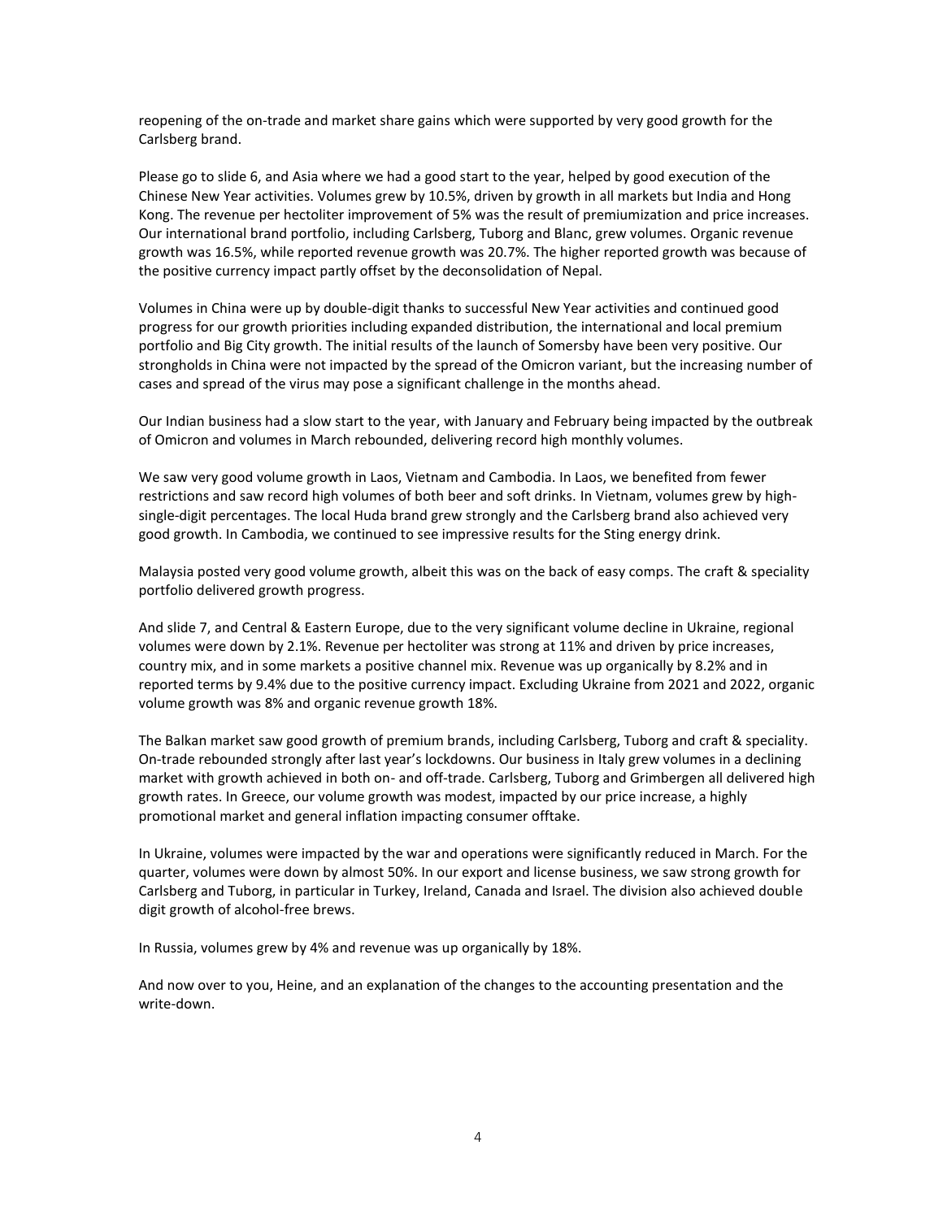reopening of the on-trade and market share gains which were supported by very good growth for the Carlsberg brand.

Please go to slide 6, and Asia where we had a good start to the year, helped by good execution of the Chinese New Year activities. Volumes grew by 10.5%, driven by growth in all markets but India and Hong Kong. The revenue per hectoliter improvement of 5% was the result of premiumization and price increases. Our international brand portfolio, including Carlsberg, Tuborg and Blanc, grew volumes. Organic revenue growth was 16.5%, while reported revenue growth was 20.7%. The higher reported growth was because of the positive currency impact partly offset by the deconsolidation of Nepal.

Volumes in China were up by double-digit thanks to successful New Year activities and continued good progress for our growth priorities including expanded distribution, the international and local premium portfolio and Big City growth. The initial results of the launch of Somersby have been very positive. Our strongholds in China were not impacted by the spread of the Omicron variant, but the increasing number of cases and spread of the virus may pose a significant challenge in the months ahead.

Our Indian business had a slow start to the year, with January and February being impacted by the outbreak of Omicron and volumes in March rebounded, delivering record high monthly volumes.

We saw very good volume growth in Laos, Vietnam and Cambodia. In Laos, we benefited from fewer restrictions and saw record high volumes of both beer and soft drinks. In Vietnam, volumes grew by high-single-digit percentages. The local Huda brand grew strongly and the Carlsberg brand also achieved very good growth. In Cambodia, we continued to see impressive results for the Sting energy drink.

Malaysia posted very good volume growth, albeit this was on the back of easy comps. The craft & speciality portfolio delivered growth progress.

And slide 7, and Central & Eastern Europe, due to the very significant volume decline in Ukraine, regional volumes were down by 2.1%. Revenue per hectoliter was strong at 11% and driven by price increases, country mix, and in some markets a positive channel mix. Revenue was up organically by 8.2% and in reported terms by 9.4% due to the positive currency impact. Excluding Ukraine from 2021 and 2022, organic volume growth was 8% and organic revenue growth 18%.

The Balkan market saw good growth of premium brands, including Carlsberg, Tuborg and craft & speciality. On-trade rebounded strongly after last year's lockdowns. Our business in Italy grew volumes in a declining market with growth achieved in both on- and off-trade. Carlsberg, Tuborg and Grimbergen all delivered high growth rates. In Greece, our volume growth was modest, impacted by our price increase, a highly promotional market and general inflation impacting consumer offtake.

In Ukraine, volumes were impacted by the war and operations were significantly reduced in March. For the quarter, volumes were down by almost 50%. In our export and license business, we saw strong growth for Carlsberg and Tuborg, in particular in Turkey, Ireland, Canada and Israel. The division also achieved double digit growth of alcohol-free brews.

In Russia, volumes grew by 4% and revenue was up organically by 18%.

And now over to you, Heine, and an explanation of the changes to the accounting presentation and the write-down.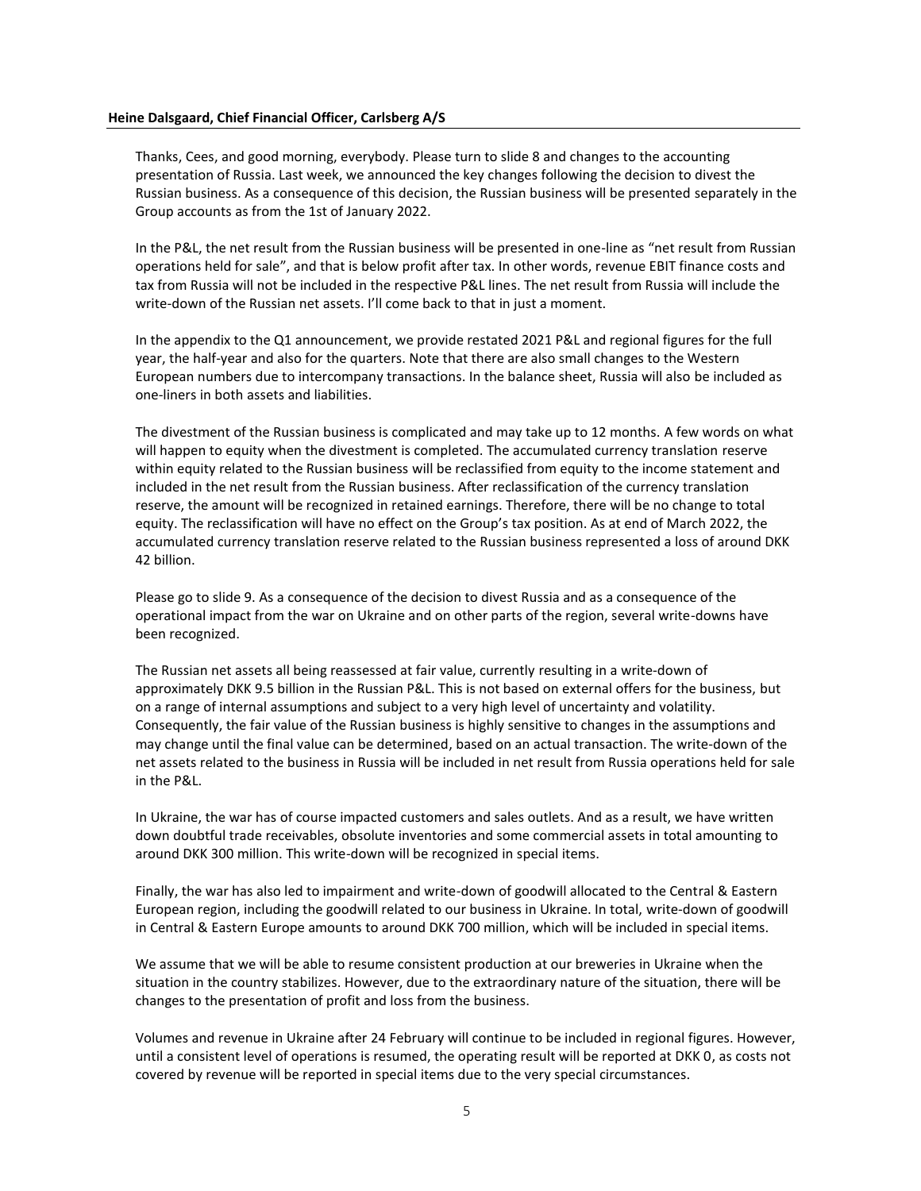**Heine Dalsgaard, Chief Financial Officer, Carlsberg A/S**

Thanks, Cees, and good morning, everybody. Please turn to slide 8 and changes to the accounting presentation of Russia. Last week, we announced the key changes following the decision to divest the Russian business. As a consequence of this decision, the Russian business will be presented separately in the Group accounts as from the 1st of January 2022.

In the P&L, the net result from the Russian business will be presented in one-line as "net result from Russian operations held for sale", and that is below profit after tax. In other words, revenue EBIT finance costs and tax from Russia will not be included in the respective P&L lines. The net result from Russia will include the write-down of the Russian net assets. I'll come back to that in just a moment.

In the appendix to the Q1 announcement, we provide restated 2021 P&L and regional figures for the full year, the half-year and also for the quarters. Note that there are also small changes to the Western European numbers due to intercompany transactions. In the balance sheet, Russia will also be included as one-liners in both assets and liabilities.

The divestment of the Russian business is complicated and may take up to 12 months. A few words on what will happen to equity when the divestment is completed. The accumulated currency translation reserve within equity related to the Russian business will be reclassified from equity to the income statement and included in the net result from the Russian business. After reclassification of the currency translation reserve, the amount will be recognized in retained earnings. Therefore, there will be no change to total equity. The reclassification will have no effect on the Group's tax position. As at end of March 2022, the accumulated currency translation reserve related to the Russian business represented a loss of around DKK 42 billion.

Please go to slide 9. As a consequence of the decision to divest Russia and as a consequence of the operational impact from the war on Ukraine and on other parts of the region, several write-downs have been recognized.

The Russian net assets all being reassessed at fair value, currently resulting in a write-down of approximately DKK 9.5 billion in the Russian P&L. This is not based on external offers for the business, but on a range of internal assumptions and subject to a very high level of uncertainty and volatility. Consequently, the fair value of the Russian business is highly sensitive to changes in the assumptions and may change until the final value can be determined, based on an actual transaction. The write-down of the net assets related to the business in Russia will be included in net result from Russia operations held for sale in the P&L.

In Ukraine, the war has of course impacted customers and sales outlets. And as a result, we have written down doubtful trade receivables, obsolute inventories and some commercial assets in total amounting to around DKK 300 million. This write-down will be recognized in special items.

Finally, the war has also led to impairment and write-down of goodwill allocated to the Central & Eastern European region, including the goodwill related to our business in Ukraine. In total, write-down of goodwill in Central & Eastern Europe amounts to around DKK 700 million, which will be included in special items.

We assume that we will be able to resume consistent production at our breweries in Ukraine when the situation in the country stabilizes. However, due to the extraordinary nature of the situation, there will be changes to the presentation of profit and loss from the business.

Volumes and revenue in Ukraine after 24 February will continue to be included in regional figures. However, until a consistent level of operations is resumed, the operating result will be reported at DKK 0, as costs not covered by revenue will be reported in special items due to the very special circumstances.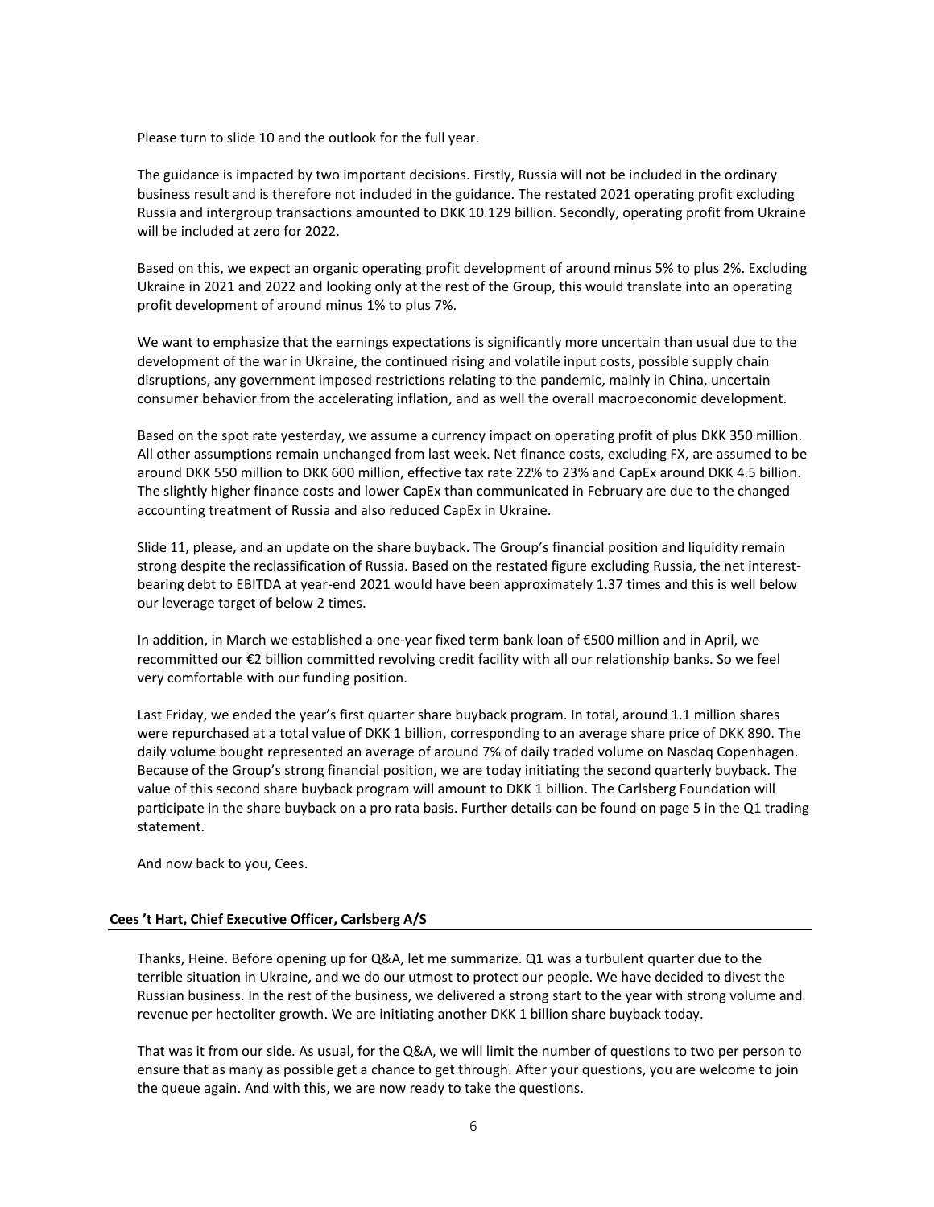Please turn to slide 10 and the outlook for the full year.

The guidance is impacted by two important decisions. Firstly, Russia will not be included in the ordinary business result and is therefore not included in the guidance. The restated 2021 operating profit excluding Russia and intergroup transactions amounted to DKK 10.129 billion. Secondly, operating profit from Ukraine will be included at zero for 2022.

Based on this, we expect an organic operating profit development of around minus 5% to plus 2%. Excluding Ukraine in 2021 and 2022 and looking only at the rest of the Group, this would translate into an operating profit development of around minus 1% to plus 7%.

We want to emphasize that the earnings expectations is significantly more uncertain than usual due to the development of the war in Ukraine, the continued rising and volatile input costs, possible supply chain disruptions, any government imposed restrictions relating to the pandemic, mainly in China, uncertain consumer behavior from the accelerating inflation, and as well the overall macroeconomic development.

Based on the spot rate yesterday, we assume a currency impact on operating profit of plus DKK 350 million. All other assumptions remain unchanged from last week. Net finance costs, excluding FX, are assumed to be around DKK 550 million to DKK 600 million, effective tax rate 22% to 23% and CapEx around DKK 4.5 billion. The slightly higher finance costs and lower CapEx than communicated in February are due to the changed accounting treatment of Russia and also reduced CapEx in Ukraine.

Slide 11, please, and an update on the share buyback. The Group's financial position and liquidity remain strong despite the reclassification of Russia. Based on the restated figure excluding Russia, the net interest-bearing debt to EBITDA at year-end 2021 would have been approximately 1.37 times and this is well below our leverage target of below 2 times.

In addition, in March we established a one-year fixed term bank loan of €500 million and in April, we recommitted our €2 billion committed revolving credit facility with all our relationship banks. So we feel very comfortable with our funding position.

Last Friday, we ended the year's first quarter share buyback program. In total, around 1.1 million shares were repurchased at a total value of DKK 1 billion, corresponding to an average share price of DKK 890. The daily volume bought represented an average of around 7% of daily traded volume on Nasdaq Copenhagen. Because of the Group's strong financial position, we are today initiating the second quarterly buyback. The value of this second share buyback program will amount to DKK 1 billion. The Carlsberg Foundation will participate in the share buyback on a pro rata basis. Further details can be found on page 5 in the Q1 trading statement.

And now back to you, Cees.

**Cees 't Hart, Chief Executive Officer, Carlsberg A/S**

Thanks, Heine. Before opening up for Q&A, let me summarize. Q1 was a turbulent quarter due to the terrible situation in Ukraine, and we do our utmost to protect our people. We have decided to divest the Russian business. In the rest of the business, we delivered a strong start to the year with strong volume and revenue per hectoliter growth. We are initiating another DKK 1 billion share buyback today.

That was it from our side. As usual, for the Q&A, we will limit the number of questions to two per person to ensure that as many as possible get a chance to get through. After your questions, you are welcome to join the queue again. And with this, we are now ready to take the questions.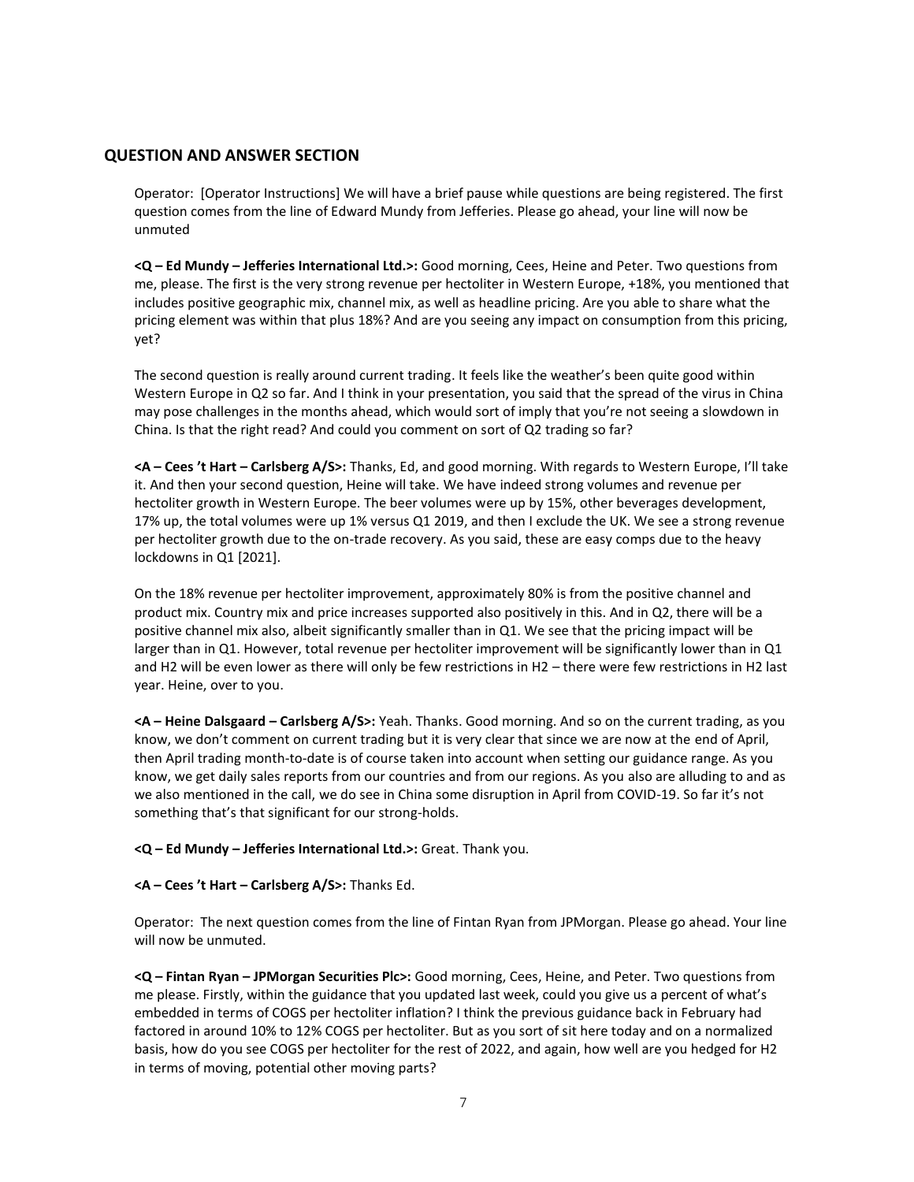## QUESTION AND ANSWER SECTION

Operator: [Operator Instructions] We will have a brief pause while questions are being registered. The first question comes from the line of Edward Mundy from Jefferies. Please go ahead, your line will now be unmuted

**<Q – Ed Mundy – Jefferies International Ltd.>:** Good morning, Cees, Heine and Peter. Two questions from me, please. The first is the very strong revenue per hectoliter in Western Europe, +18%, you mentioned that includes positive geographic mix, channel mix, as well as headline pricing. Are you able to share what the pricing element was within that plus 18%? And are you seeing any impact on consumption from this pricing, yet?

The second question is really around current trading. It feels like the weather's been quite good within Western Europe in Q2 so far. And I think in your presentation, you said that the spread of the virus in China may pose challenges in the months ahead, which would sort of imply that you're not seeing a slowdown in China. Is that the right read? And could you comment on sort of Q2 trading so far?

**<A – Cees 't Hart – Carlsberg A/S>:** Thanks, Ed, and good morning. With regards to Western Europe, I'll take it. And then your second question, Heine will take. We have indeed strong volumes and revenue per hectoliter growth in Western Europe. The beer volumes were up by 15%, other beverages development, 17% up, the total volumes were up 1% versus Q1 2019, and then I exclude the UK. We see a strong revenue per hectoliter growth due to the on-trade recovery. As you said, these are easy comps due to the heavy lockdowns in Q1 [2021].

On the 18% revenue per hectoliter improvement, approximately 80% is from the positive channel and product mix. Country mix and price increases supported also positively in this. And in Q2, there will be a positive channel mix also, albeit significantly smaller than in Q1. We see that the pricing impact will be larger than in Q1. However, total revenue per hectoliter improvement will be significantly lower than in Q1 and H2 will be even lower as there will only be few restrictions in H2 – there were few restrictions in H2 last year. Heine, over to you.

**<A – Heine Dalsgaard – Carlsberg A/S>:** Yeah. Thanks. Good morning. And so on the current trading, as you know, we don't comment on current trading but it is very clear that since we are now at the end of April, then April trading month-to-date is of course taken into account when setting our guidance range. As you know, we get daily sales reports from our countries and from our regions. As you also are alluding to and as we also mentioned in the call, we do see in China some disruption in April from COVID-19. So far it's not something that's that significant for our strong-holds.

**<Q – Ed Mundy – Jefferies International Ltd.>:** Great. Thank you.

**<A – Cees 't Hart – Carlsberg A/S>:** Thanks Ed.

Operator: The next question comes from the line of Fintan Ryan from JPMorgan. Please go ahead. Your line will now be unmuted.

**<Q – Fintan Ryan – JPMorgan Securities Plc>:** Good morning, Cees, Heine, and Peter. Two questions from me please. Firstly, within the guidance that you updated last week, could you give us a percent of what's embedded in terms of COGS per hectoliter inflation? I think the previous guidance back in February had factored in around 10% to 12% COGS per hectoliter. But as you sort of sit here today and on a normalized basis, how do you see COGS per hectoliter for the rest of 2022, and again, how well are you hedged for H2 in terms of moving, potential other moving parts?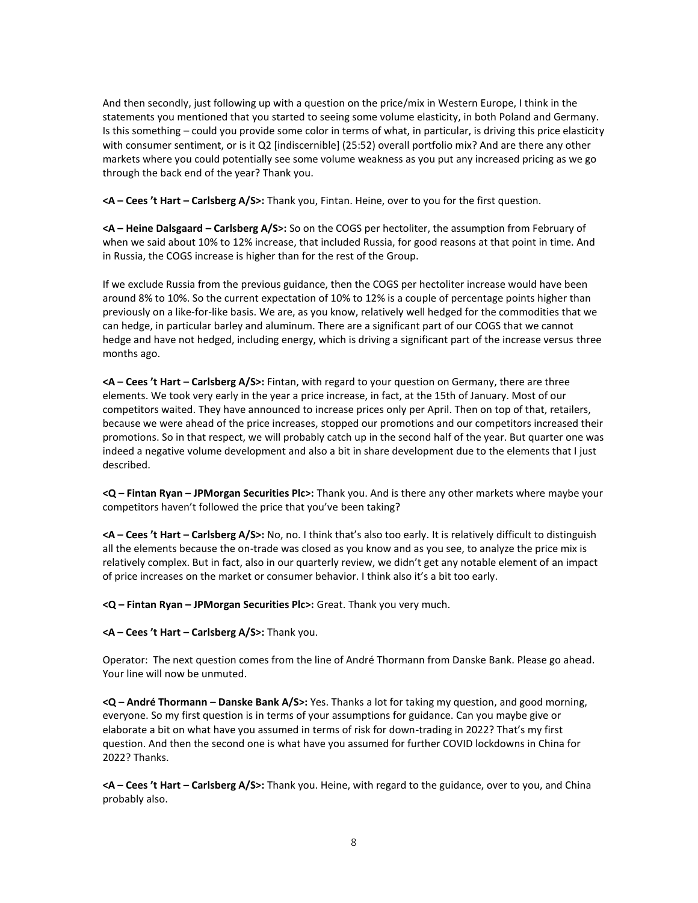And then secondly, just following up with a question on the price/mix in Western Europe, I think in the statements you mentioned that you started to seeing some volume elasticity, in both Poland and Germany. Is this something – could you provide some color in terms of what, in particular, is driving this price elasticity with consumer sentiment, or is it Q2 [indiscernible] (25:52) overall portfolio mix? And are there any other markets where you could potentially see some volume weakness as you put any increased pricing as we go through the back end of the year? Thank you.

**<A – Cees 't Hart – Carlsberg A/S>:** Thank you, Fintan. Heine, over to you for the first question.

**<A – Heine Dalsgaard – Carlsberg A/S>:** So on the COGS per hectoliter, the assumption from February of when we said about 10% to 12% increase, that included Russia, for good reasons at that point in time. And in Russia, the COGS increase is higher than for the rest of the Group.

If we exclude Russia from the previous guidance, then the COGS per hectoliter increase would have been around 8% to 10%. So the current expectation of 10% to 12% is a couple of percentage points higher than previously on a like-for-like basis. We are, as you know, relatively well hedged for the commodities that we can hedge, in particular barley and aluminum. There are a significant part of our COGS that we cannot hedge and have not hedged, including energy, which is driving a significant part of the increase versus three months ago.

**<A – Cees 't Hart – Carlsberg A/S>:** Fintan, with regard to your question on Germany, there are three elements. We took very early in the year a price increase, in fact, at the 15th of January. Most of our competitors waited. They have announced to increase prices only per April. Then on top of that, retailers, because we were ahead of the price increases, stopped our promotions and our competitors increased their promotions. So in that respect, we will probably catch up in the second half of the year. But quarter one was indeed a negative volume development and also a bit in share development due to the elements that I just described.

**<Q – Fintan Ryan – JPMorgan Securities Plc>:** Thank you. And is there any other markets where maybe your competitors haven't followed the price that you've been taking?

**<A – Cees 't Hart – Carlsberg A/S>:** No, no. I think that's also too early. It is relatively difficult to distinguish all the elements because the on-trade was closed as you know and as you see, to analyze the price mix is relatively complex. But in fact, also in our quarterly review, we didn't get any notable element of an impact of price increases on the market or consumer behavior. I think also it's a bit too early.

**<Q – Fintan Ryan – JPMorgan Securities Plc>:** Great. Thank you very much.

**<A – Cees 't Hart – Carlsberg A/S>:** Thank you.

Operator: The next question comes from the line of André Thormann from Danske Bank. Please go ahead. Your line will now be unmuted.

**<Q – André Thormann – Danske Bank A/S>:** Yes. Thanks a lot for taking my question, and good morning, everyone. So my first question is in terms of your assumptions for guidance. Can you maybe give or elaborate a bit on what have you assumed in terms of risk for down-trading in 2022? That's my first question. And then the second one is what have you assumed for further COVID lockdowns in China for 2022? Thanks.

**<A – Cees 't Hart – Carlsberg A/S>:** Thank you. Heine, with regard to the guidance, over to you, and China probably also.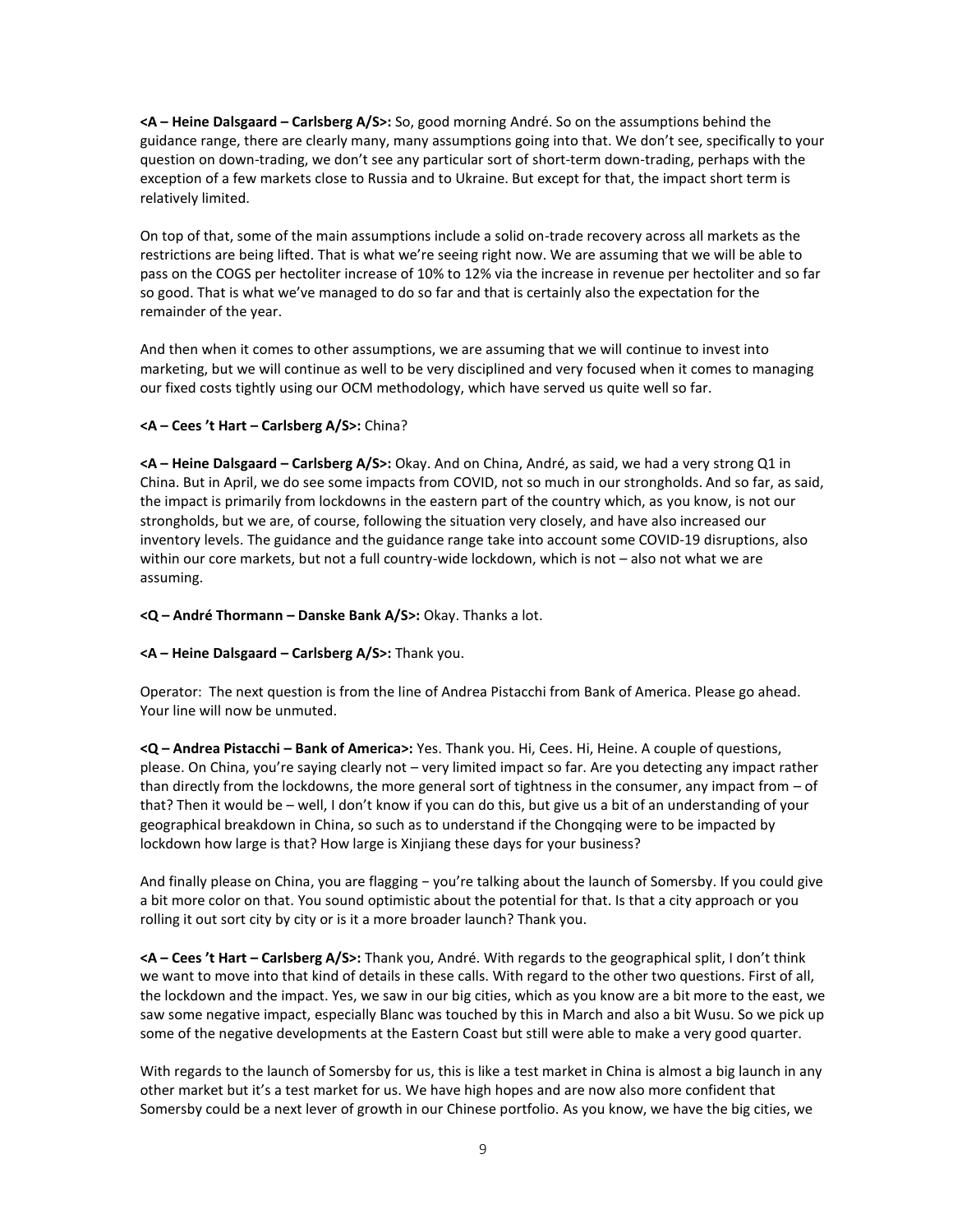**<A – Heine Dalsgaard – Carlsberg A/S>:** So, good morning André. So on the assumptions behind the guidance range, there are clearly many, many assumptions going into that. We don't see, specifically to your question on down-trading, we don't see any particular sort of short-term down-trading, perhaps with the exception of a few markets close to Russia and to Ukraine. But except for that, the impact short term is relatively limited.

On top of that, some of the main assumptions include a solid on-trade recovery across all markets as the restrictions are being lifted. That is what we're seeing right now. We are assuming that we will be able to pass on the COGS per hectoliter increase of 10% to 12% via the increase in revenue per hectoliter and so far so good. That is what we've managed to do so far and that is certainly also the expectation for the remainder of the year.

And then when it comes to other assumptions, we are assuming that we will continue to invest into marketing, but we will continue as well to be very disciplined and very focused when it comes to managing our fixed costs tightly using our OCM methodology, which have served us quite well so far.

**<A – Cees 't Hart – Carlsberg A/S>:** China?

**<A – Heine Dalsgaard – Carlsberg A/S>:** Okay. And on China, André, as said, we had a very strong Q1 in China. But in April, we do see some impacts from COVID, not so much in our strongholds. And so far, as said, the impact is primarily from lockdowns in the eastern part of the country which, as you know, is not our strongholds, but we are, of course, following the situation very closely, and have also increased our inventory levels. The guidance and the guidance range take into account some COVID-19 disruptions, also within our core markets, but not a full country-wide lockdown, which is not – also not what we are assuming.

**<Q – André Thormann – Danske Bank A/S>:** Okay. Thanks a lot.

**<A – Heine Dalsgaard – Carlsberg A/S>:** Thank you.

Operator: The next question is from the line of Andrea Pistacchi from Bank of America. Please go ahead. Your line will now be unmuted.

**<Q – Andrea Pistacchi – Bank of America>:** Yes. Thank you. Hi, Cees. Hi, Heine. A couple of questions, please. On China, you're saying clearly not – very limited impact so far. Are you detecting any impact rather than directly from the lockdowns, the more general sort of tightness in the consumer, any impact from – of that? Then it would be – well, I don't know if you can do this, but give us a bit of an understanding of your geographical breakdown in China, so such as to understand if the Chongqing were to be impacted by lockdown how large is that? How large is Xinjiang these days for your business?

And finally please on China, you are flagging – you're talking about the launch of Somersby. If you could give a bit more color on that. You sound optimistic about the potential for that. Is that a city approach or you rolling it out sort city by city or is it a more broader launch? Thank you.

**<A – Cees 't Hart – Carlsberg A/S>:** Thank you, André. With regards to the geographical split, I don't think we want to move into that kind of details in these calls. With regard to the other two questions. First of all, the lockdown and the impact. Yes, we saw in our big cities, which as you know are a bit more to the east, we saw some negative impact, especially Blanc was touched by this in March and also a bit Wusu. So we pick up some of the negative developments at the Eastern Coast but still were able to make a very good quarter.

With regards to the launch of Somersby for us, this is like a test market in China is almost a big launch in any other market but it's a test market for us. We have high hopes and are now also more confident that Somersby could be a next lever of growth in our Chinese portfolio. As you know, we have the big cities, we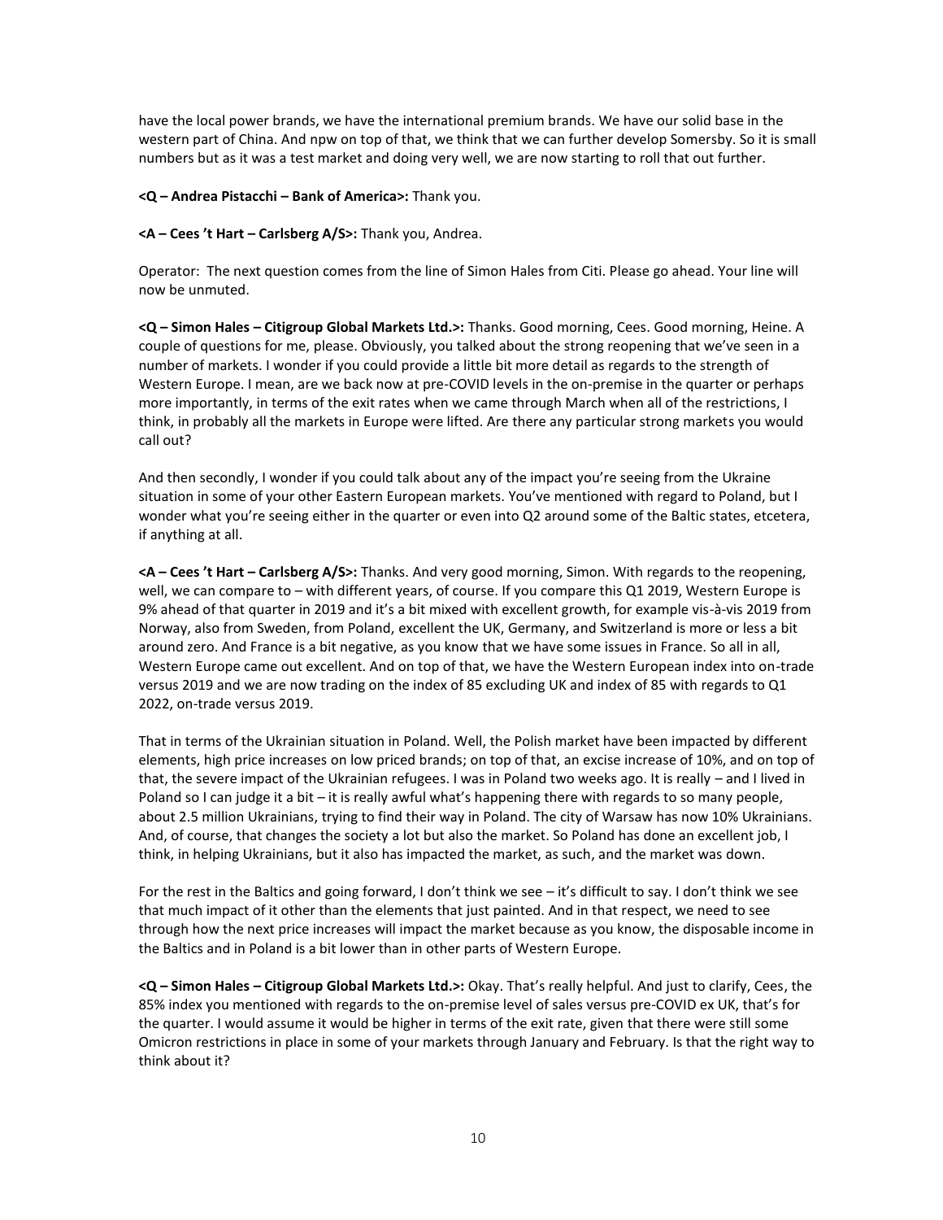have the local power brands, we have the international premium brands. We have our solid base in the western part of China. And npw on top of that, we think that we can further develop Somersby. So it is small numbers but as it was a test market and doing very well, we are now starting to roll that out further.

**<Q – Andrea Pistacchi – Bank of America>:** Thank you.

**<A – Cees 't Hart – Carlsberg A/S>:** Thank you, Andrea.

Operator: The next question comes from the line of Simon Hales from Citi. Please go ahead. Your line will now be unmuted.

**<Q – Simon Hales – Citigroup Global Markets Ltd.>:** Thanks. Good morning, Cees. Good morning, Heine. A couple of questions for me, please. Obviously, you talked about the strong reopening that we've seen in a number of markets. I wonder if you could provide a little bit more detail as regards to the strength of Western Europe. I mean, are we back now at pre-COVID levels in the on-premise in the quarter or perhaps more importantly, in terms of the exit rates when we came through March when all of the restrictions, I think, in probably all the markets in Europe were lifted. Are there any particular strong markets you would call out?

And then secondly, I wonder if you could talk about any of the impact you're seeing from the Ukraine situation in some of your other Eastern European markets. You've mentioned with regard to Poland, but I wonder what you're seeing either in the quarter or even into Q2 around some of the Baltic states, etcetera, if anything at all.

**<A – Cees 't Hart – Carlsberg A/S>:** Thanks. And very good morning, Simon. With regards to the reopening, well, we can compare to – with different years, of course. If you compare this Q1 2019, Western Europe is 9% ahead of that quarter in 2019 and it's a bit mixed with excellent growth, for example vis-à-vis 2019 from Norway, also from Sweden, from Poland, excellent the UK, Germany, and Switzerland is more or less a bit around zero. And France is a bit negative, as you know that we have some issues in France. So all in all, Western Europe came out excellent. And on top of that, we have the Western European index into on-trade versus 2019 and we are now trading on the index of 85 excluding UK and index of 85 with regards to Q1 2022, on-trade versus 2019.

That in terms of the Ukrainian situation in Poland. Well, the Polish market have been impacted by different elements, high price increases on low priced brands; on top of that, an excise increase of 10%, and on top of that, the severe impact of the Ukrainian refugees. I was in Poland two weeks ago. It is really – and I lived in Poland so I can judge it a bit – it is really awful what's happening there with regards to so many people, about 2.5 million Ukrainians, trying to find their way in Poland. The city of Warsaw has now 10% Ukrainians. And, of course, that changes the society a lot but also the market. So Poland has done an excellent job, I think, in helping Ukrainians, but it also has impacted the market, as such, and the market was down.

For the rest in the Baltics and going forward, I don't think we see – it's difficult to say. I don't think we see that much impact of it other than the elements that just painted. And in that respect, we need to see through how the next price increases will impact the market because as you know, the disposable income in the Baltics and in Poland is a bit lower than in other parts of Western Europe.

**<Q – Simon Hales – Citigroup Global Markets Ltd.>:** Okay. That's really helpful. And just to clarify, Cees, the 85% index you mentioned with regards to the on-premise level of sales versus pre-COVID ex UK, that's for the quarter. I would assume it would be higher in terms of the exit rate, given that there were still some Omicron restrictions in place in some of your markets through January and February. Is that the right way to think about it?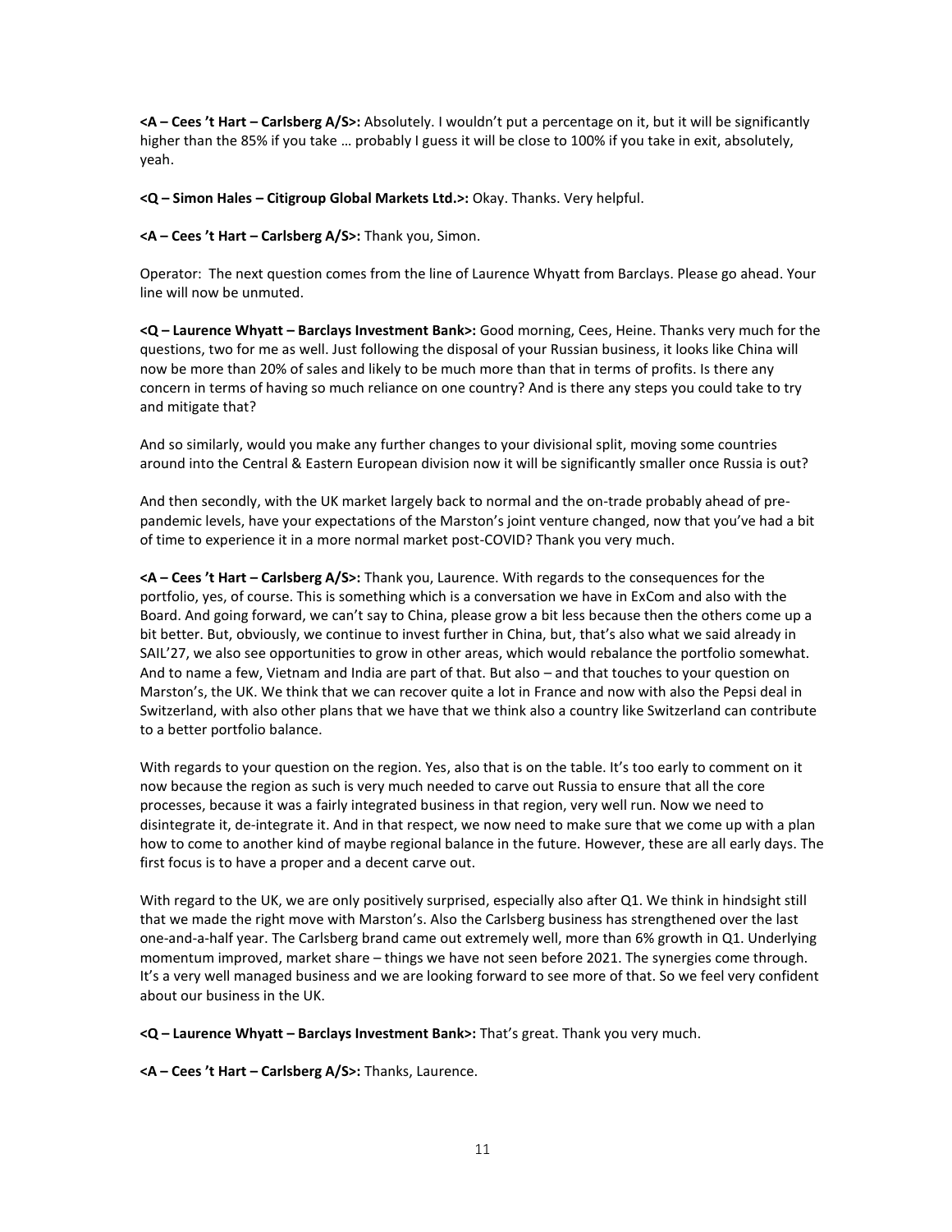**<A – Cees 't Hart – Carlsberg A/S>:** Absolutely. I wouldn't put a percentage on it, but it will be significantly higher than the 85% if you take … probably I guess it will be close to 100% if you take in exit, absolutely, yeah.

**<Q – Simon Hales – Citigroup Global Markets Ltd.>:** Okay. Thanks. Very helpful.

**<A – Cees 't Hart – Carlsberg A/S>:** Thank you, Simon.

Operator: The next question comes from the line of Laurence Whyatt from Barclays. Please go ahead. Your line will now be unmuted.

**<Q – Laurence Whyatt – Barclays Investment Bank>:** Good morning, Cees, Heine. Thanks very much for the questions, two for me as well. Just following the disposal of your Russian business, it looks like China will now be more than 20% of sales and likely to be much more than that in terms of profits. Is there any concern in terms of having so much reliance on one country? And is there any steps you could take to try and mitigate that?

And so similarly, would you make any further changes to your divisional split, moving some countries around into the Central & Eastern European division now it will be significantly smaller once Russia is out?

And then secondly, with the UK market largely back to normal and the on-trade probably ahead of pre-pandemic levels, have your expectations of the Marston's joint venture changed, now that you've had a bit of time to experience it in a more normal market post-COVID? Thank you very much.

**<A – Cees 't Hart – Carlsberg A/S>:** Thank you, Laurence. With regards to the consequences for the portfolio, yes, of course. This is something which is a conversation we have in ExCom and also with the Board. And going forward, we can't say to China, please grow a bit less because then the others come up a bit better. But, obviously, we continue to invest further in China, but, that's also what we said already in SAIL'27, we also see opportunities to grow in other areas, which would rebalance the portfolio somewhat. And to name a few, Vietnam and India are part of that. But also – and that touches to your question on Marston's, the UK. We think that we can recover quite a lot in France and now with also the Pepsi deal in Switzerland, with also other plans that we have that we think also a country like Switzerland can contribute to a better portfolio balance.

With regards to your question on the region. Yes, also that is on the table. It's too early to comment on it now because the region as such is very much needed to carve out Russia to ensure that all the core processes, because it was a fairly integrated business in that region, very well run. Now we need to disintegrate it, de-integrate it. And in that respect, we now need to make sure that we come up with a plan how to come to another kind of maybe regional balance in the future. However, these are all early days. The first focus is to have a proper and a decent carve out.

With regard to the UK, we are only positively surprised, especially also after Q1. We think in hindsight still that we made the right move with Marston's. Also the Carlsberg business has strengthened over the last one-and-a-half year. The Carlsberg brand came out extremely well, more than 6% growth in Q1. Underlying momentum improved, market share – things we have not seen before 2021. The synergies come through. It's a very well managed business and we are looking forward to see more of that. So we feel very confident about our business in the UK.

**<Q – Laurence Whyatt – Barclays Investment Bank>:** That's great. Thank you very much.

**<A – Cees 't Hart – Carlsberg A/S>:** Thanks, Laurence.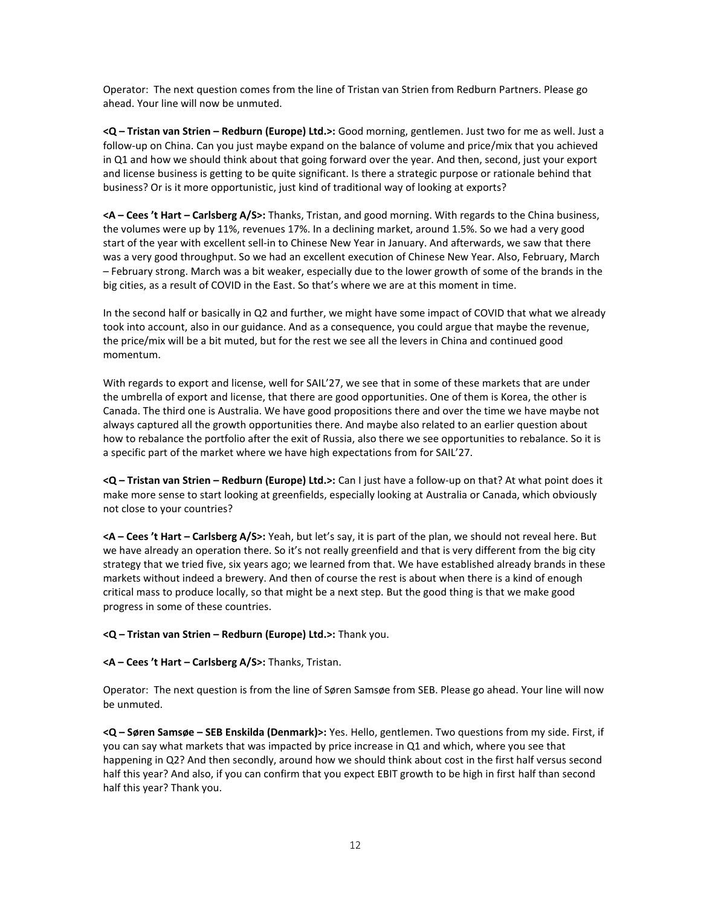Operator: The next question comes from the line of Tristan van Strien from Redburn Partners. Please go ahead. Your line will now be unmuted.

**<Q – Tristan van Strien – Redburn (Europe) Ltd.>:** Good morning, gentlemen. Just two for me as well. Just a follow-up on China. Can you just maybe expand on the balance of volume and price/mix that you achieved in Q1 and how we should think about that going forward over the year. And then, second, just your export and license business is getting to be quite significant. Is there a strategic purpose or rationale behind that business? Or is it more opportunistic, just kind of traditional way of looking at exports?

**<A – Cees 't Hart – Carlsberg A/S>:** Thanks, Tristan, and good morning. With regards to the China business, the volumes were up by 11%, revenues 17%. In a declining market, around 1.5%. So we had a very good start of the year with excellent sell-in to Chinese New Year in January. And afterwards, we saw that there was a very good throughput. So we had an excellent execution of Chinese New Year. Also, February, March – February strong. March was a bit weaker, especially due to the lower growth of some of the brands in the big cities, as a result of COVID in the East. So that's where we are at this moment in time.

In the second half or basically in Q2 and further, we might have some impact of COVID that what we already took into account, also in our guidance. And as a consequence, you could argue that maybe the revenue, the price/mix will be a bit muted, but for the rest we see all the levers in China and continued good momentum.

With regards to export and license, well for SAIL'27, we see that in some of these markets that are under the umbrella of export and license, that there are good opportunities. One of them is Korea, the other is Canada. The third one is Australia. We have good propositions there and over the time we have maybe not always captured all the growth opportunities there. And maybe also related to an earlier question about how to rebalance the portfolio after the exit of Russia, also there we see opportunities to rebalance. So it is a specific part of the market where we have high expectations from for SAIL'27.

**<Q – Tristan van Strien – Redburn (Europe) Ltd.>:** Can I just have a follow-up on that? At what point does it make more sense to start looking at greenfields, especially looking at Australia or Canada, which obviously not close to your countries?

**<A – Cees 't Hart – Carlsberg A/S>:** Yeah, but let's say, it is part of the plan, we should not reveal here. But we have already an operation there. So it's not really greenfield and that is very different from the big city strategy that we tried five, six years ago; we learned from that. We have established already brands in these markets without indeed a brewery. And then of course the rest is about when there is a kind of enough critical mass to produce locally, so that might be a next step. But the good thing is that we make good progress in some of these countries.

**<Q – Tristan van Strien – Redburn (Europe) Ltd.>:** Thank you.

**<A – Cees 't Hart – Carlsberg A/S>:** Thanks, Tristan.

Operator: The next question is from the line of Søren Samsøe from SEB. Please go ahead. Your line will now be unmuted.

**<Q – Søren Samsøe – SEB Enskilda (Denmark)>:** Yes. Hello, gentlemen. Two questions from my side. First, if you can say what markets that was impacted by price increase in Q1 and which, where you see that happening in Q2? And then secondly, around how we should think about cost in the first half versus second half this year? And also, if you can confirm that you expect EBIT growth to be high in first half than second half this year? Thank you.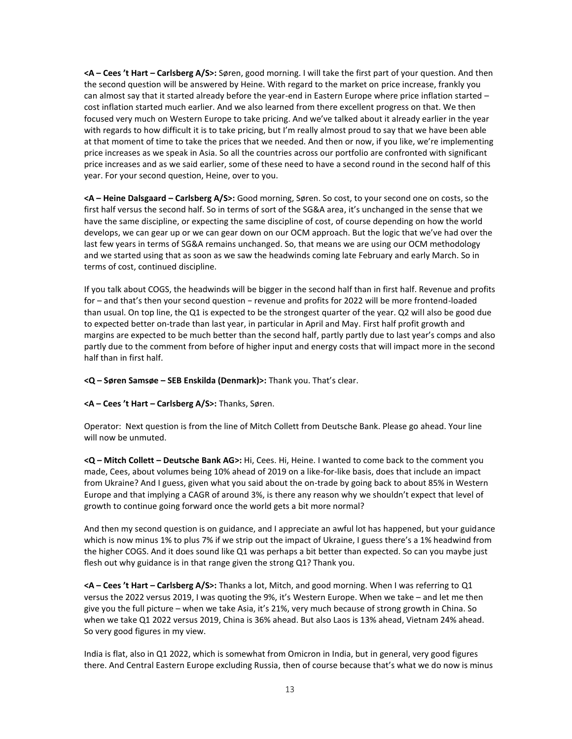**<A – Cees 't Hart – Carlsberg A/S>:** Søren, good morning. I will take the first part of your question. And then the second question will be answered by Heine. With regard to the market on price increase, frankly you can almost say that it started already before the year-end in Eastern Europe where price inflation started – cost inflation started much earlier. And we also learned from there excellent progress on that. We then focused very much on Western Europe to take pricing. And we've talked about it already earlier in the year with regards to how difficult it is to take pricing, but I'm really almost proud to say that we have been able at that moment of time to take the prices that we needed. And then or now, if you like, we're implementing price increases as we speak in Asia. So all the countries across our portfolio are confronted with significant price increases and as we said earlier, some of these need to have a second round in the second half of this year. For your second question, Heine, over to you.

**<A – Heine Dalsgaard – Carlsberg A/S>:** Good morning, Søren. So cost, to your second one on costs, so the first half versus the second half. So in terms of sort of the SG&A area, it's unchanged in the sense that we have the same discipline, or expecting the same discipline of cost, of course depending on how the world develops, we can gear up or we can gear down on our OCM approach. But the logic that we've had over the last few years in terms of SG&A remains unchanged. So, that means we are using our OCM methodology and we started using that as soon as we saw the headwinds coming late February and early March. So in terms of cost, continued discipline.

If you talk about COGS, the headwinds will be bigger in the second half than in first half. Revenue and profits for – and that's then your second question − revenue and profits for 2022 will be more frontend-loaded than usual. On top line, the Q1 is expected to be the strongest quarter of the year. Q2 will also be good due to expected better on-trade than last year, in particular in April and May. First half profit growth and margins are expected to be much better than the second half, partly partly due to last year's comps and also partly due to the comment from before of higher input and energy costs that will impact more in the second half than in first half.

**<Q – Søren Samsøe – SEB Enskilda (Denmark)>:** Thank you. That's clear.

**<A – Cees 't Hart – Carlsberg A/S>:** Thanks, Søren.

Operator: Next question is from the line of Mitch Collett from Deutsche Bank. Please go ahead. Your line will now be unmuted.

**<Q – Mitch Collett – Deutsche Bank AG>:** Hi, Cees. Hi, Heine. I wanted to come back to the comment you made, Cees, about volumes being 10% ahead of 2019 on a like-for-like basis, does that include an impact from Ukraine? And I guess, given what you said about the on-trade by going back to about 85% in Western Europe and that implying a CAGR of around 3%, is there any reason why we shouldn't expect that level of growth to continue going forward once the world gets a bit more normal?

And then my second question is on guidance, and I appreciate an awful lot has happened, but your guidance which is now minus 1% to plus 7% if we strip out the impact of Ukraine, I guess there's a 1% headwind from the higher COGS. And it does sound like Q1 was perhaps a bit better than expected. So can you maybe just flesh out why guidance is in that range given the strong Q1? Thank you.

**<A – Cees 't Hart – Carlsberg A/S>:** Thanks a lot, Mitch, and good morning. When I was referring to Q1 versus the 2022 versus 2019, I was quoting the 9%, it's Western Europe. When we take – and let me then give you the full picture – when we take Asia, it's 21%, very much because of strong growth in China. So when we take Q1 2022 versus 2019, China is 36% ahead. But also Laos is 13% ahead, Vietnam 24% ahead. So very good figures in my view.

India is flat, also in Q1 2022, which is somewhat from Omicron in India, but in general, very good figures there. And Central Eastern Europe excluding Russia, then of course because that's what we do now is minus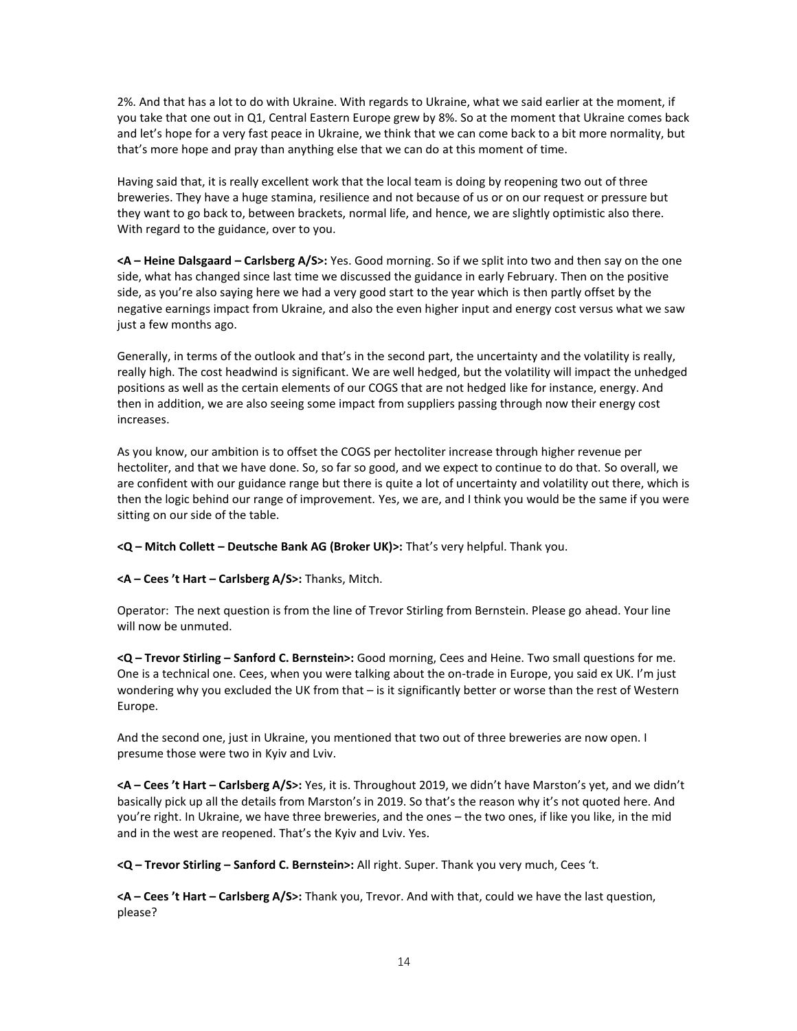2%. And that has a lot to do with Ukraine. With regards to Ukraine, what we said earlier at the moment, if you take that one out in Q1, Central Eastern Europe grew by 8%. So at the moment that Ukraine comes back and let's hope for a very fast peace in Ukraine, we think that we can come back to a bit more normality, but that's more hope and pray than anything else that we can do at this moment of time.

Having said that, it is really excellent work that the local team is doing by reopening two out of three breweries. They have a huge stamina, resilience and not because of us or on our request or pressure but they want to go back to, between brackets, normal life, and hence, we are slightly optimistic also there. With regard to the guidance, over to you.

**<A – Heine Dalsgaard – Carlsberg A/S>:** Yes. Good morning. So if we split into two and then say on the one side, what has changed since last time we discussed the guidance in early February. Then on the positive side, as you're also saying here we had a very good start to the year which is then partly offset by the negative earnings impact from Ukraine, and also the even higher input and energy cost versus what we saw just a few months ago.

Generally, in terms of the outlook and that's in the second part, the uncertainty and the volatility is really, really high. The cost headwind is significant. We are well hedged, but the volatility will impact the unhedged positions as well as the certain elements of our COGS that are not hedged like for instance, energy. And then in addition, we are also seeing some impact from suppliers passing through now their energy cost increases.

As you know, our ambition is to offset the COGS per hectoliter increase through higher revenue per hectoliter, and that we have done. So, so far so good, and we expect to continue to do that. So overall, we are confident with our guidance range but there is quite a lot of uncertainty and volatility out there, which is then the logic behind our range of improvement. Yes, we are, and I think you would be the same if you were sitting on our side of the table.

**<Q – Mitch Collett – Deutsche Bank AG (Broker UK)>:** That's very helpful. Thank you.

**<A – Cees 't Hart – Carlsberg A/S>:** Thanks, Mitch.

Operator: The next question is from the line of Trevor Stirling from Bernstein. Please go ahead. Your line will now be unmuted.

**<Q – Trevor Stirling – Sanford C. Bernstein>:** Good morning, Cees and Heine. Two small questions for me. One is a technical one. Cees, when you were talking about the on-trade in Europe, you said ex UK. I'm just wondering why you excluded the UK from that – is it significantly better or worse than the rest of Western Europe.

And the second one, just in Ukraine, you mentioned that two out of three breweries are now open. I presume those were two in Kyiv and Lviv.

**<A – Cees 't Hart – Carlsberg A/S>:** Yes, it is. Throughout 2019, we didn't have Marston's yet, and we didn't basically pick up all the details from Marston's in 2019. So that's the reason why it's not quoted here. And you're right. In Ukraine, we have three breweries, and the ones – the two ones, if like you like, in the mid and in the west are reopened. That's the Kyiv and Lviv. Yes.

**<Q – Trevor Stirling – Sanford C. Bernstein>:** All right. Super. Thank you very much, Cees 't.

**<A – Cees 't Hart – Carlsberg A/S>:** Thank you, Trevor. And with that, could we have the last question, please?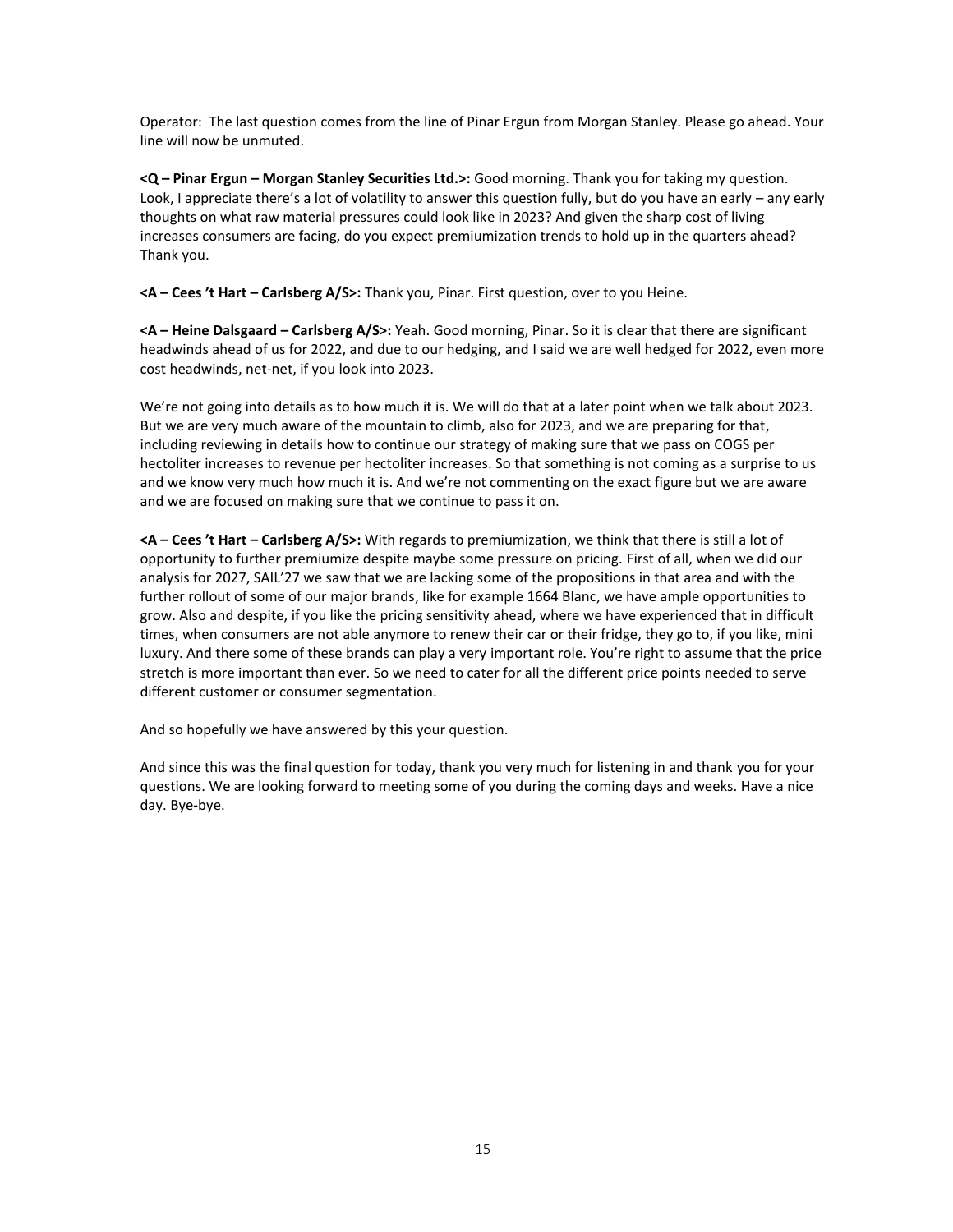Operator: The last question comes from the line of Pinar Ergun from Morgan Stanley. Please go ahead. Your line will now be unmuted.

**<Q – Pinar Ergun – Morgan Stanley Securities Ltd.>:** Good morning. Thank you for taking my question. Look, I appreciate there's a lot of volatility to answer this question fully, but do you have an early – any early thoughts on what raw material pressures could look like in 2023? And given the sharp cost of living increases consumers are facing, do you expect premiumization trends to hold up in the quarters ahead? Thank you.

**<A – Cees 't Hart – Carlsberg A/S>:** Thank you, Pinar. First question, over to you Heine.

**<A – Heine Dalsgaard – Carlsberg A/S>:** Yeah. Good morning, Pinar. So it is clear that there are significant headwinds ahead of us for 2022, and due to our hedging, and I said we are well hedged for 2022, even more cost headwinds, net-net, if you look into 2023.

We're not going into details as to how much it is. We will do that at a later point when we talk about 2023. But we are very much aware of the mountain to climb, also for 2023, and we are preparing for that, including reviewing in details how to continue our strategy of making sure that we pass on COGS per hectoliter increases to revenue per hectoliter increases. So that something is not coming as a surprise to us and we know very much how much it is. And we're not commenting on the exact figure but we are aware and we are focused on making sure that we continue to pass it on.

**<A – Cees 't Hart – Carlsberg A/S>:** With regards to premiumization, we think that there is still a lot of opportunity to further premiumize despite maybe some pressure on pricing. First of all, when we did our analysis for 2027, SAIL'27 we saw that we are lacking some of the propositions in that area and with the further rollout of some of our major brands, like for example 1664 Blanc, we have ample opportunities to grow. Also and despite, if you like the pricing sensitivity ahead, where we have experienced that in difficult times, when consumers are not able anymore to renew their car or their fridge, they go to, if you like, mini luxury. And there some of these brands can play a very important role. You're right to assume that the price stretch is more important than ever. So we need to cater for all the different price points needed to serve different customer or consumer segmentation.

And so hopefully we have answered by this your question.

And since this was the final question for today, thank you very much for listening in and thank you for your questions. We are looking forward to meeting some of you during the coming days and weeks. Have a nice day. Bye-bye.